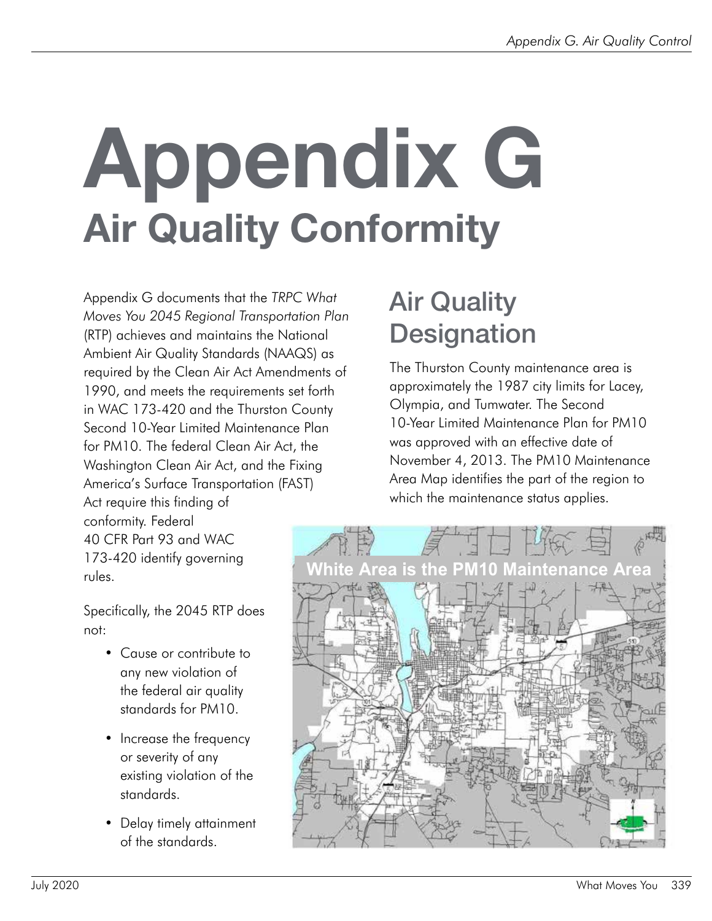# Appendix G
## Air Quality Conformity

Appendix G documents that the *TRPC What Moves You 2045 Regional Transportation Plan* (RTP) achieves and maintains the National Ambient Air Quality Standards (NAAQS) as required by the Clean Air Act Amendments of 1990, and meets the requirements set forth in WAC 173-420 and the Thurston County Second 10-Year Limited Maintenance Plan for PM10. The federal Clean Air Act, the Washington Clean Air Act, and the Fixing America's Surface Transportation (FAST) Act require this finding of conformity. Federal 40 CFR Part 93 and WAC 173-420 identify governing rules.

Specifically, the 2045 RTP does not:

- Cause or contribute to any new violation of the federal air quality standards for PM10.
- Increase the frequency or severity of any existing violation of the standards.
- Delay timely attainment of the standards.

## Air Quality Designation

The Thurston County maintenance area is approximately the 1987 city limits for Lacey, Olympia, and Tumwater. The Second 10-Year Limited Maintenance Plan for PM10 was approved with an effective date of November 4, 2013. The PM10 Maintenance Area Map identifies the part of the region to which the maintenance status applies.

White Area is the PM10 Maintenance Area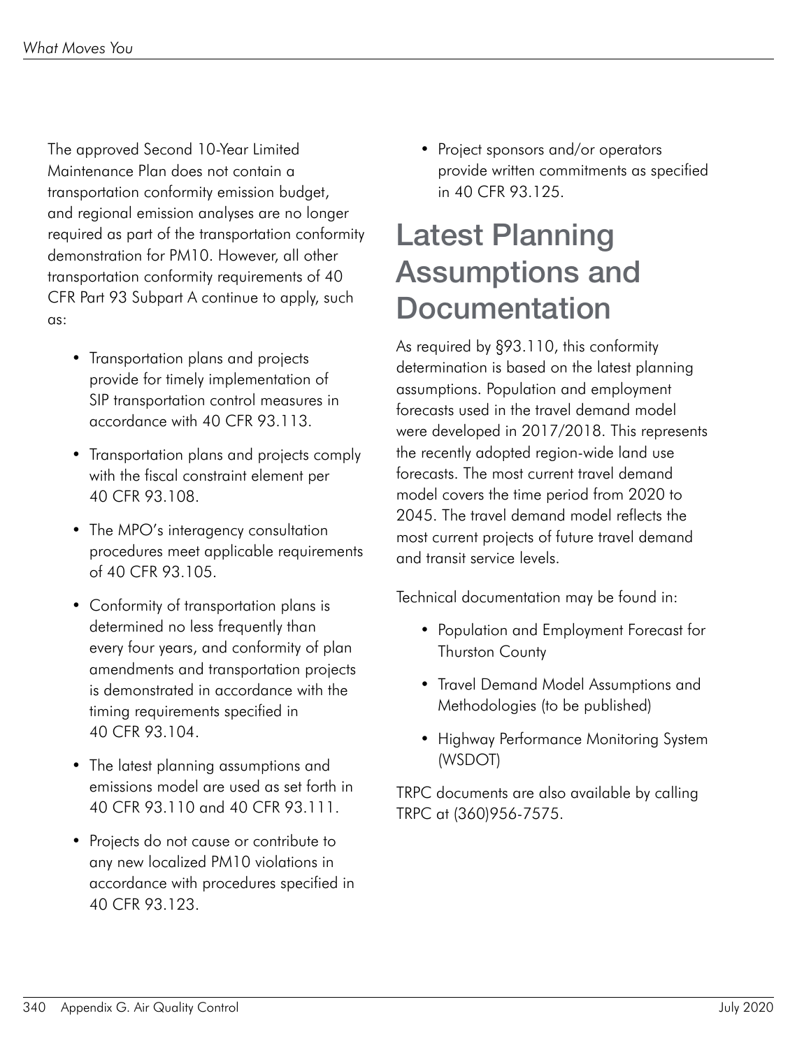The approved Second 10-Year Limited Maintenance Plan does not contain a transportation conformity emission budget, and regional emission analyses are no longer required as part of the transportation conformity demonstration for PM10. However, all other transportation conformity requirements of 40 CFR Part 93 Subpart A continue to apply, such as:

- Transportation plans and projects provide for timely implementation of SIP transportation control measures in accordance with 40 CFR 93.113.
- Transportation plans and projects comply with the fiscal constraint element per 40 CFR 93.108.
- The MPO's interagency consultation procedures meet applicable requirements of 40 CFR 93.105.
- Conformity of transportation plans is determined no less frequently than every four years, and conformity of plan amendments and transportation projects is demonstrated in accordance with the timing requirements specified in 40 CFR 93.104.
- The latest planning assumptions and emissions model are used as set forth in 40 CFR 93.110 and 40 CFR 93.111.
- Projects do not cause or contribute to any new localized PM10 violations in accordance with procedures specified in 40 CFR 93.123.
- Project sponsors and/or operators provide written commitments as specified in 40 CFR 93.125.

# Latest Planning Assumptions and Documentation

As required by §93.110, this conformity determination is based on the latest planning assumptions. Population and employment forecasts used in the travel demand model were developed in 2017/2018. This represents the recently adopted region-wide land use forecasts. The most current travel demand model covers the time period from 2020 to 2045. The travel demand model reflects the most current projects of future travel demand and transit service levels.

Technical documentation may be found in:

- Population and Employment Forecast for Thurston County
- Travel Demand Model Assumptions and Methodologies (to be published)
- Highway Performance Monitoring System (WSDOT)

TRPC documents are also available by calling TRPC at (360)956-7575.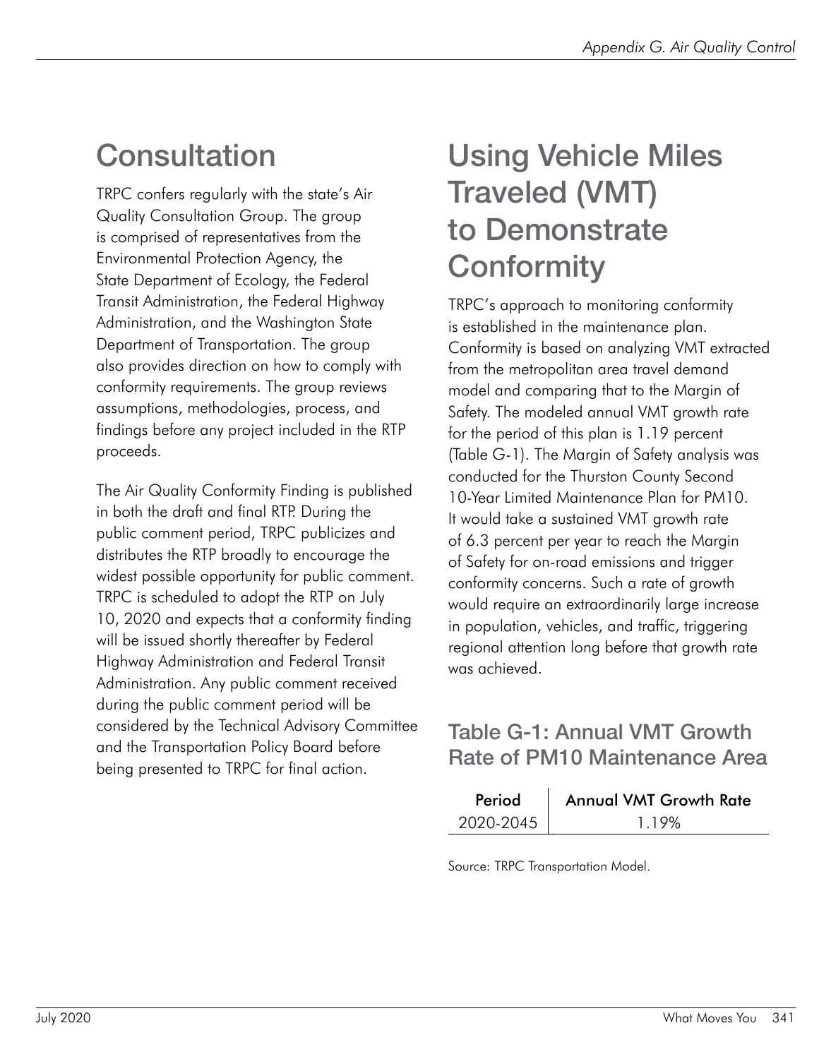## Consultation

TRPC confers regularly with the state's Air Quality Consultation Group. The group is comprised of representatives from the Environmental Protection Agency, the State Department of Ecology, the Federal Transit Administration, the Federal Highway Administration, and the Washington State Department of Transportation. The group also provides direction on how to comply with conformity requirements. The group reviews assumptions, methodologies, process, and findings before any project included in the RTP proceeds.

The Air Quality Conformity Finding is published in both the draft and final RTP. During the public comment period, TRPC publicizes and distributes the RTP broadly to encourage the widest possible opportunity for public comment. TRPC is scheduled to adopt the RTP on July 10, 2020 and expects that a conformity finding will be issued shortly thereafter by Federal Highway Administration and Federal Transit Administration. Any public comment received during the public comment period will be considered by the Technical Advisory Committee and the Transportation Policy Board before being presented to TRPC for final action.

## Using Vehicle Miles Traveled (VMT) to Demonstrate Conformity

TRPC's approach to monitoring conformity is established in the maintenance plan. Conformity is based on analyzing VMT extracted from the metropolitan area travel demand model and comparing that to the Margin of Safety. The modeled annual VMT growth rate for the period of this plan is 1.19 percent (Table G-1). The Margin of Safety analysis was conducted for the Thurston County Second 10-Year Limited Maintenance Plan for PM10. It would take a sustained VMT growth rate of 6.3 percent per year to reach the Margin of Safety for on-road emissions and trigger conformity concerns. Such a rate of growth would require an extraordinarily large increase in population, vehicles, and traffic, triggering regional attention long before that growth rate was achieved.

### Table G-1: Annual VMT Growth Rate of PM10 Maintenance Area

| Period | Annual VMT Growth Rate |
|---|---|
| 2020-2045 | 1.19% |

Source: TRPC Transportation Model.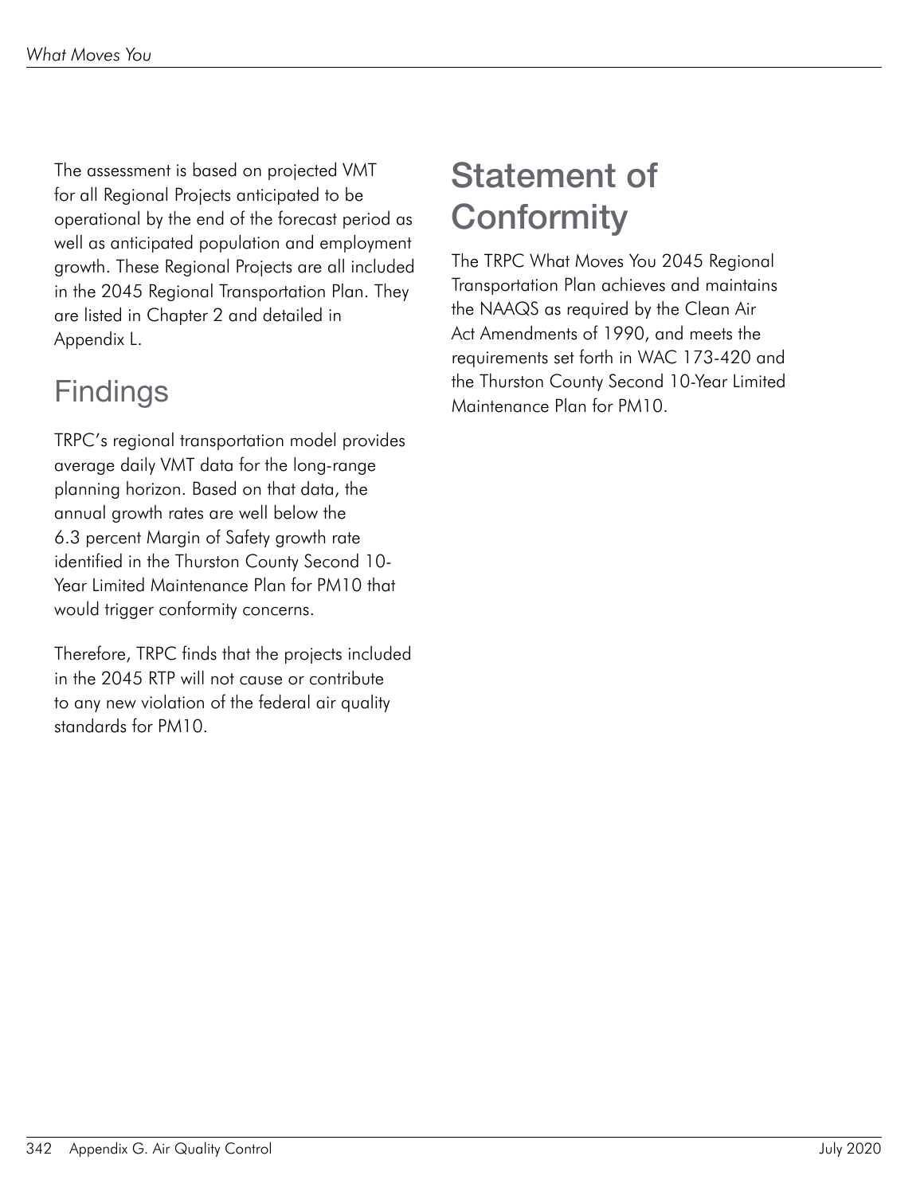The assessment is based on projected VMT for all Regional Projects anticipated to be operational by the end of the forecast period as well as anticipated population and employment growth. These Regional Projects are all included in the 2045 Regional Transportation Plan. They are listed in Chapter 2 and detailed in Appendix L.

## Findings

TRPC's regional transportation model provides average daily VMT data for the long-range planning horizon. Based on that data, the annual growth rates are well below the 6.3 percent Margin of Safety growth rate identified in the Thurston County Second 10-Year Limited Maintenance Plan for PM10 that would trigger conformity concerns.

Therefore, TRPC finds that the projects included in the 2045 RTP will not cause or contribute to any new violation of the federal air quality standards for PM10.

# Statement of Conformity

The TRPC What Moves You 2045 Regional Transportation Plan achieves and maintains the NAAQS as required by the Clean Air Act Amendments of 1990, and meets the requirements set forth in WAC 173-420 and the Thurston County Second 10-Year Limited Maintenance Plan for PM10.